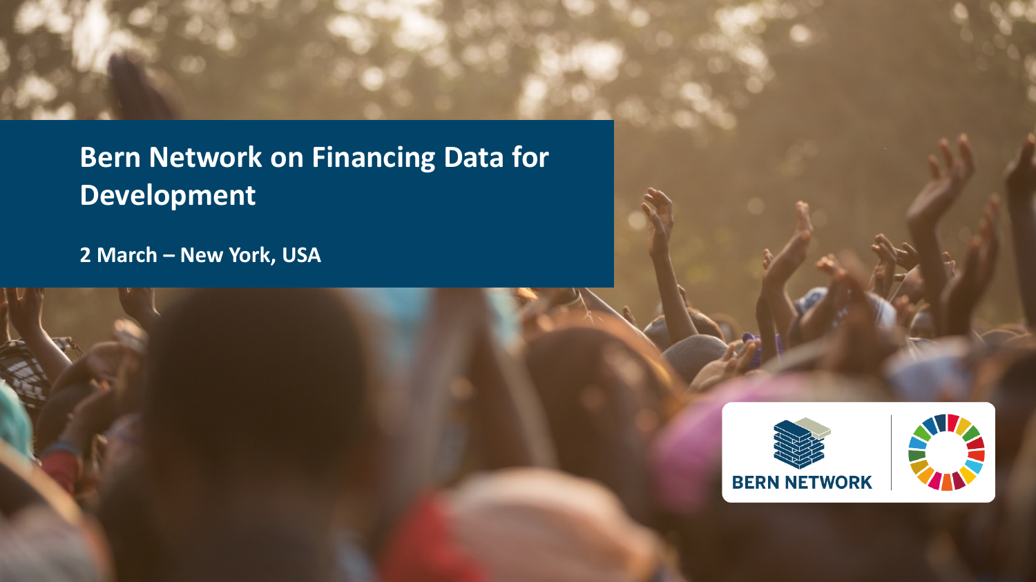# Bern Network on Financing Data for Development

**2 March – New York, USA**

BERN NETWORK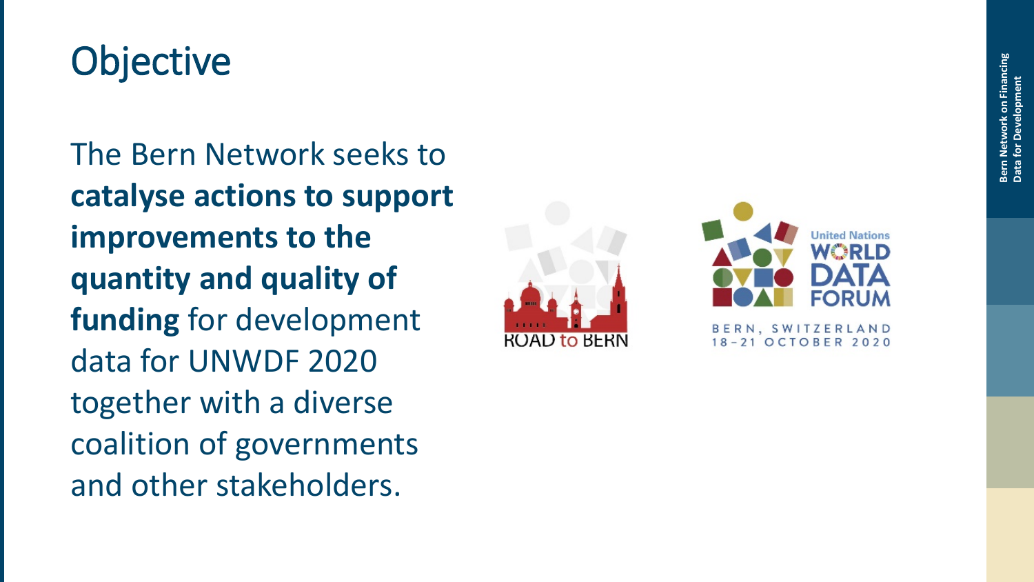# Objective

The Bern Network seeks to **catalyse actions to support improvements to the quantity and quality of funding** for development data for UNWDF 2020 together with a diverse coalition of governments and other stakeholders.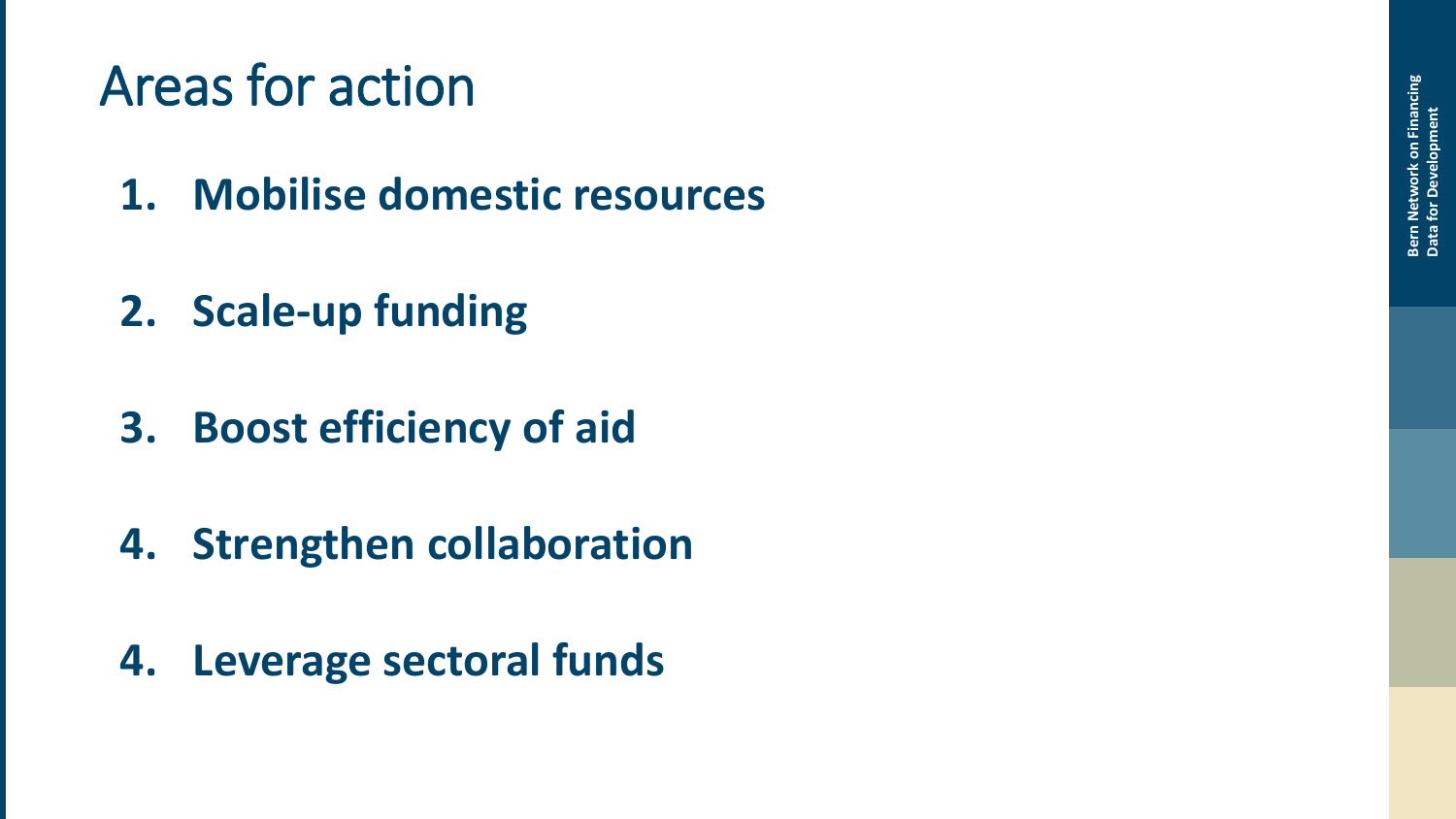# Areas for action

1. **Mobilise domestic resources**
2. **Scale-up funding**
3. **Boost efficiency of aid**
4. **Strengthen collaboration**
4. **Leverage sectoral funds**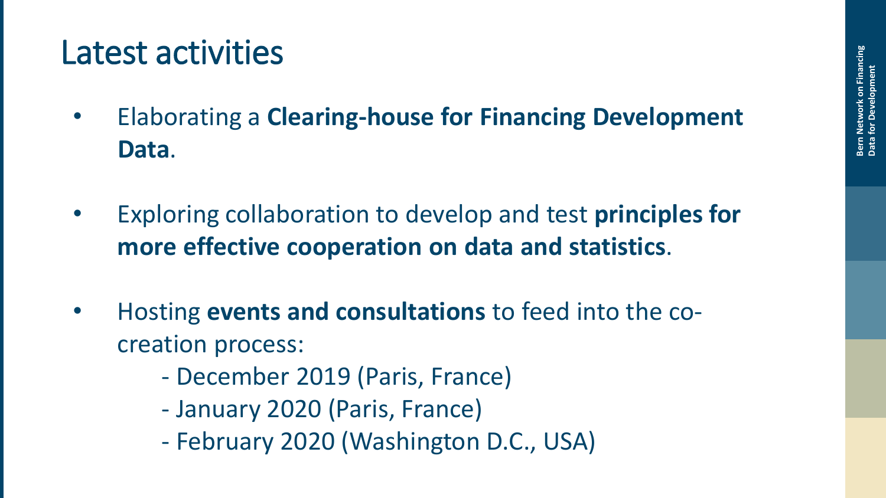# Latest activities

- Elaborating a **Clearing-house for Financing Development Data**.

- Exploring collaboration to develop and test **principles for more effective cooperation on data and statistics**.

- Hosting **events and consultations** to feed into the co-creation process:
  - December 2019 (Paris, France)
  - January 2020 (Paris, France)
  - February 2020 (Washington D.C., USA)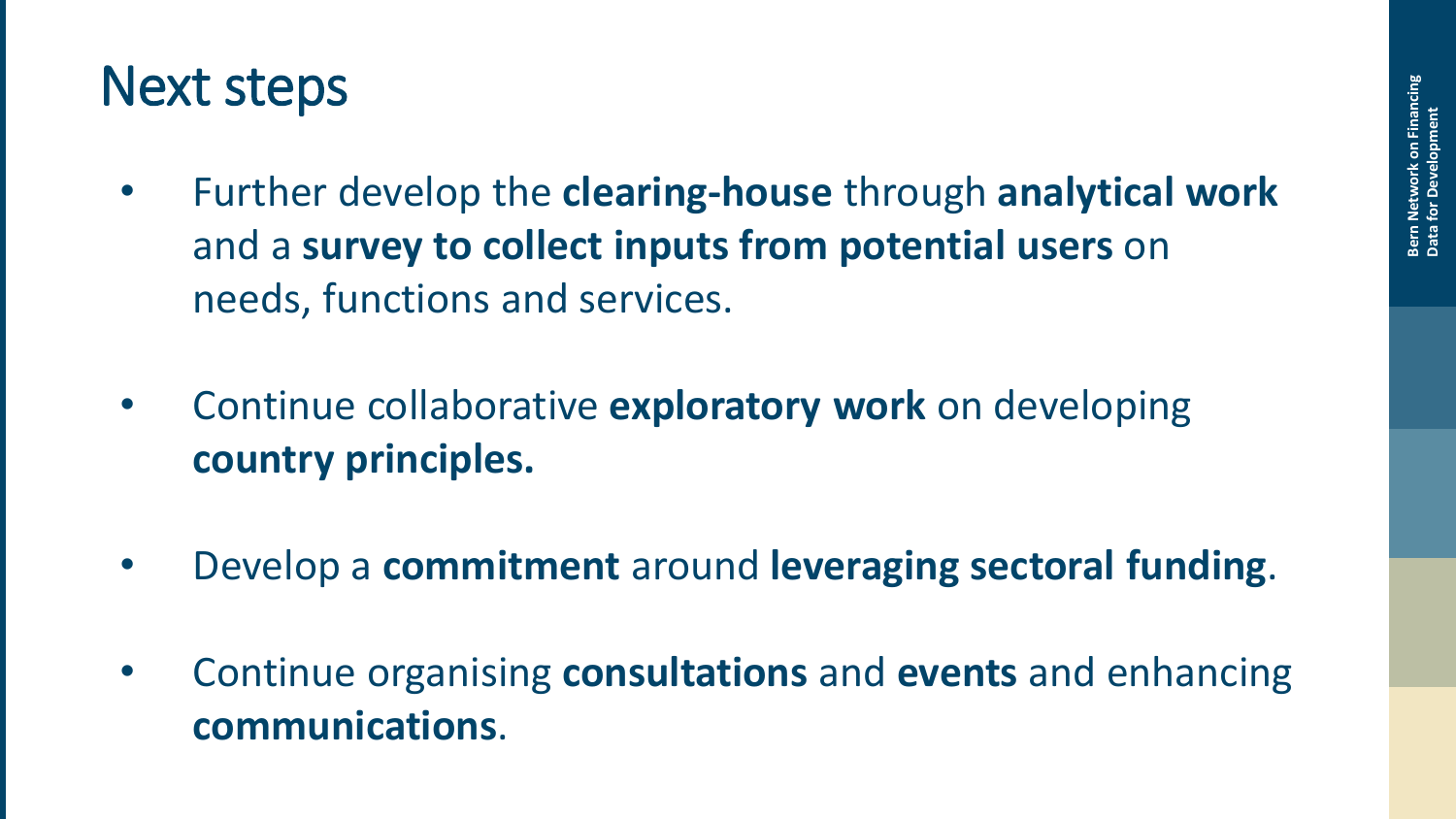# Next steps

- Further develop the **clearing-house** through **analytical work** and a **survey to collect inputs from potential users** on needs, functions and services.
- Continue collaborative **exploratory work** on developing **country principles.**
- Develop a **commitment** around **leveraging sectoral funding**.
- Continue organising **consultations** and **events** and enhancing **communications**.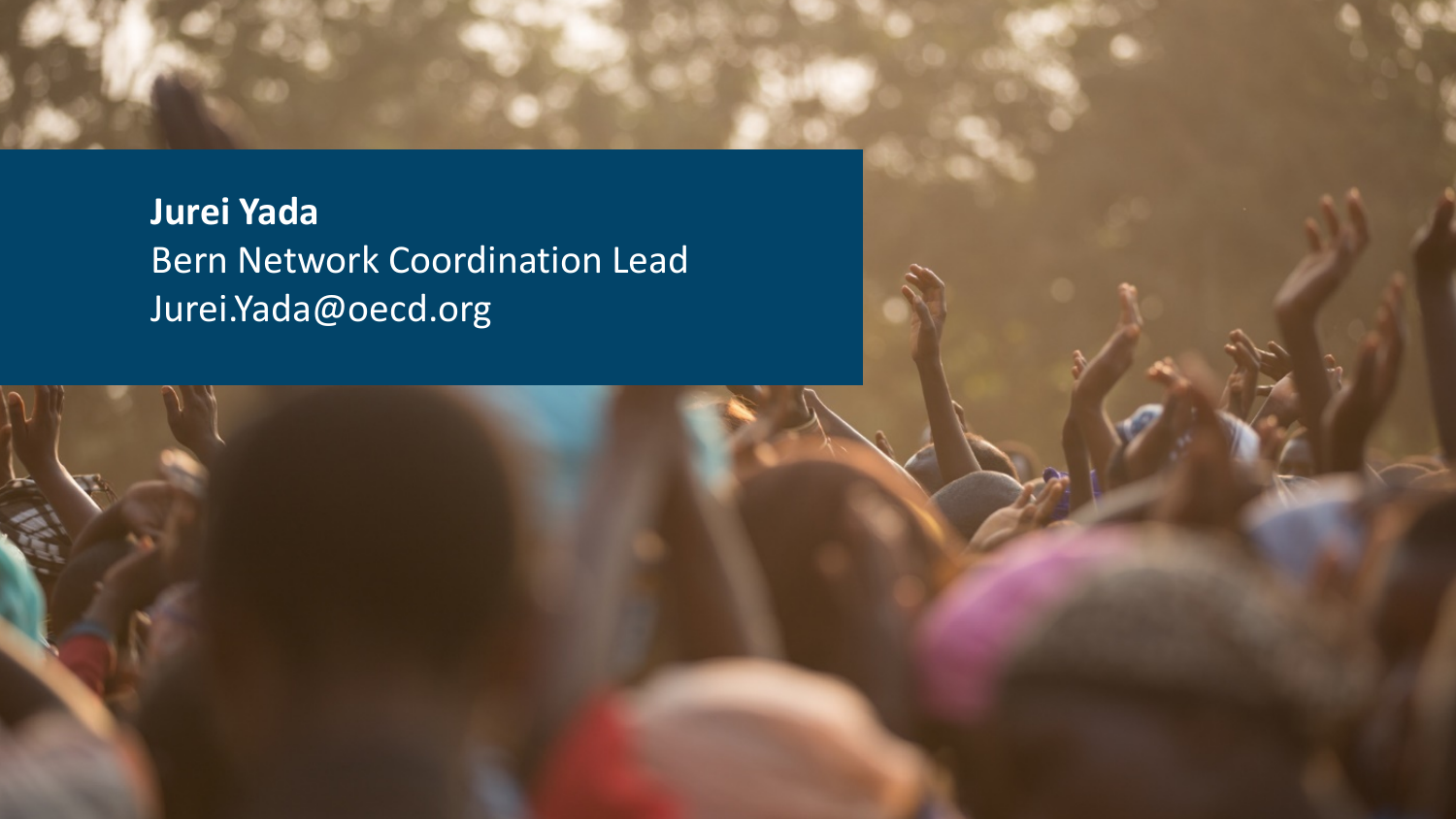**Jurei Yada**

Bern Network Coordination Lead

Jurei.Yada@oecd.org